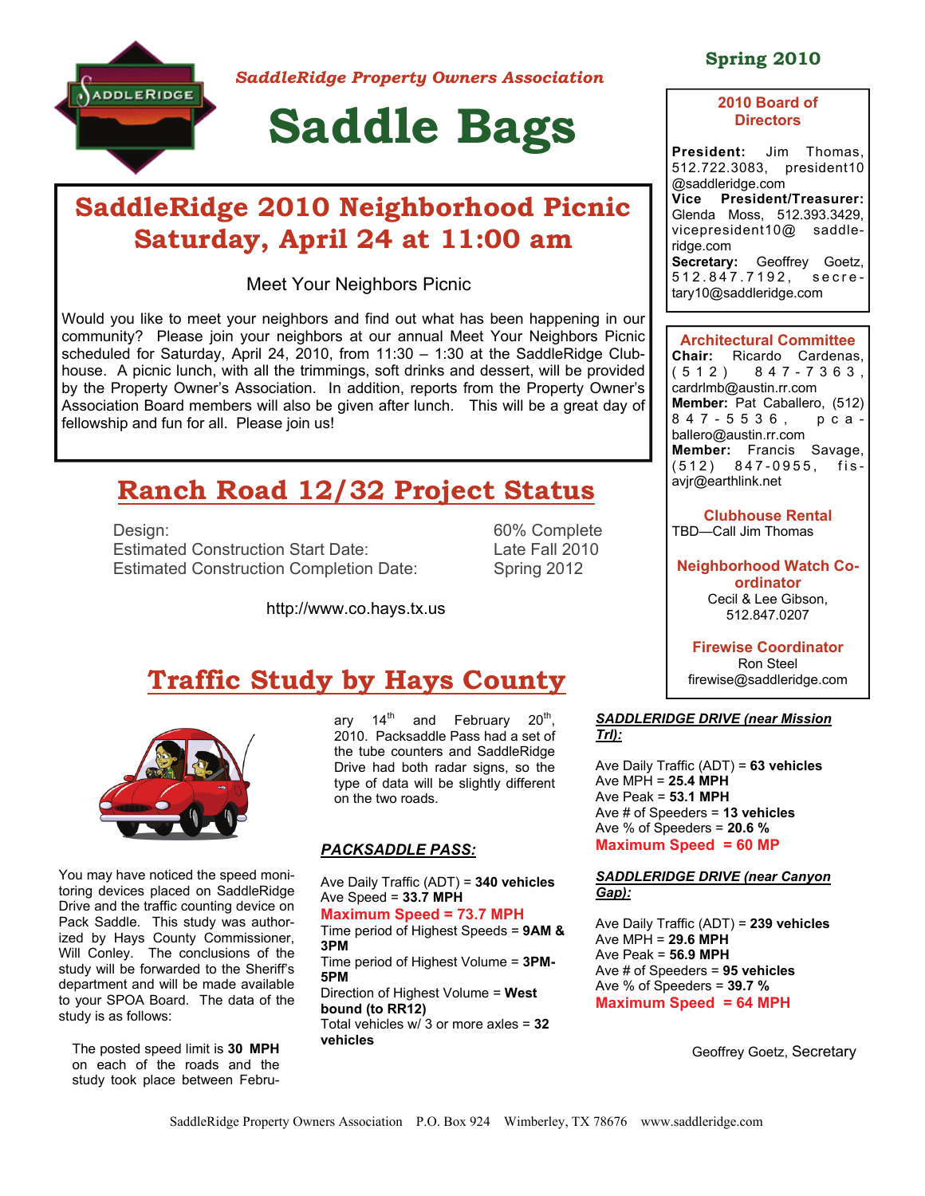SaddleRidge Property Owners Association

# Saddle Bags

**Spring 2010**

## SaddleRidge 2010 Neighborhood Picnic Saturday, April 24 at 11:00 am

Meet Your Neighbors Picnic

Would you like to meet your neighbors and find out what has been happening in our community? Please join your neighbors at our annual Meet Your Neighbors Picnic scheduled for Saturday, April 24, 2010, from 11:30 – 1:30 at the SaddleRidge Clubhouse. A picnic lunch, with all the trimmings, soft drinks and dessert, will be provided by the Property Owner's Association. In addition, reports from the Property Owner's Association Board members will also be given after lunch. This will be a great day of fellowship and fun for all. Please join us!

## Ranch Road 12/32 Project Status

| | |
|---|---|
| Design: | 60% Complete |
| Estimated Construction Start Date: | Late Fall 2010 |
| Estimated Construction Completion Date: | Spring 2012 |

http://www.co.hays.tx.us

## Traffic Study by Hays County

You may have noticed the speed monitoring devices placed on SaddleRidge Drive and the traffic counting device on Pack Saddle. This study was authorized by Hays County Commissioner, Will Conley. The conclusions of the study will be forwarded to the Sheriff's department and will be made available to your SPOA Board. The data of the study is as follows:

The posted speed limit is **30 MPH** on each of the roads and the study took place between February 14th and February 20th, 2010. Packsaddle Pass had a set of the tube counters and SaddleRidge Drive had both radar signs, so the type of data will be slightly different on the two roads.

***PACKSADDLE PASS:***

Ave Daily Traffic (ADT) = **340 vehicles**
Ave Speed = **33.7 MPH**
**Maximum Speed = 73.7 MPH**
Time period of Highest Speeds = **9AM & 3PM**
Time period of Highest Volume = **3PM-5PM**
Direction of Highest Volume = **West bound (to RR12)**
Total vehicles w/ 3 or more axles = **32 vehicles**

***SADDLERIDGE DRIVE (near Mission Trl):***

Ave Daily Traffic (ADT) = **63 vehicles**
Ave MPH = **25.4 MPH**
Ave Peak = **53.1 MPH**
Ave # of Speeders = **13 vehicles**
Ave % of Speeders = **20.6 %**
**Maximum Speed = 60 MP**

***SADDLERIDGE DRIVE (near Canyon Gap):***

Ave Daily Traffic (ADT) = **239 vehicles**
Ave MPH = **29.6 MPH**
Ave Peak = **56.9 MPH**
Ave # of Speeders = **95 vehicles**
Ave % of Speeders = **39.7 %**
**Maximum Speed = 64 MPH**

Geoffrey Goetz, Secretary

---

### 2010 Board of Directors

**President:** Jim Thomas, 512.722.3083, president10@saddleridge.com
**Vice President/Treasurer:** Glenda Moss, 512.393.3429, vicepresident10@saddleridge.com
**Secretary:** Geoffrey Goetz, 512.847.7192, secretary10@saddleridge.com

### Architectural Committee

**Chair:** Ricardo Cardenas, (512) 847-7363, cardrlmb@austin.rr.com
**Member:** Pat Caballero, (512) 847-5536, pcaballero@austin.rr.com
**Member:** Francis Savage, (512) 847-0955, fisavjr@earthlink.net

### Clubhouse Rental

TBD—Call Jim Thomas

### Neighborhood Watch Co-ordinator

Cecil & Lee Gibson, 512.847.0207

### Firewise Coordinator

Ron Steel
firewise@saddleridge.com

SaddleRidge Property Owners Association P.O. Box 924 Wimberley, TX 78676 www.saddleridge.com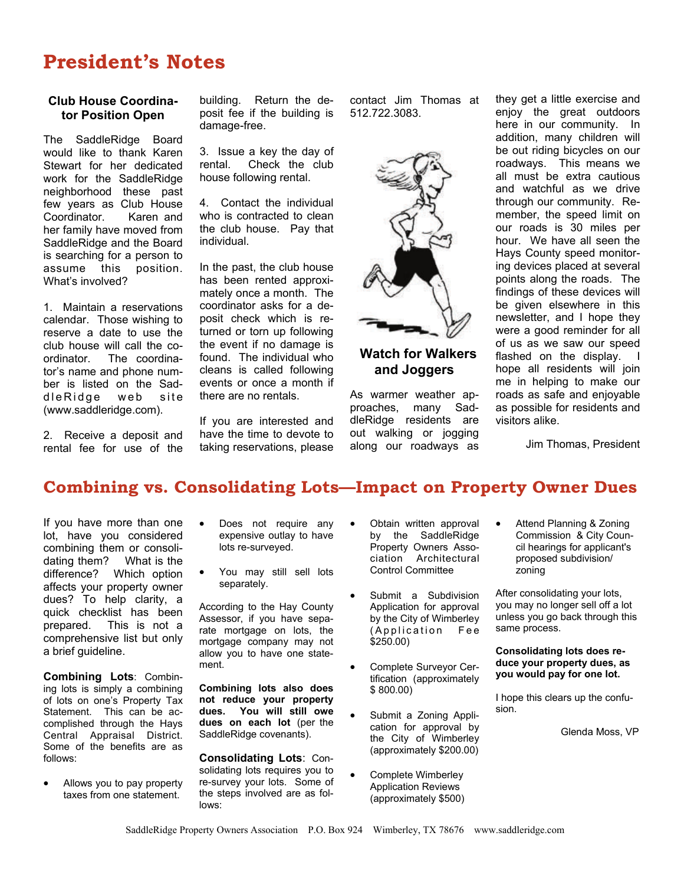# President's Notes

### Club House Coordinator Position Open

The SaddleRidge Board would like to thank Karen Stewart for her dedicated work for the SaddleRidge neighborhood these past few years as Club House Coordinator. Karen and her family have moved from SaddleRidge and the Board is searching for a person to assume this position. What's involved?

1. Maintain a reservations calendar. Those wishing to reserve a date to use the club house will call the coordinator. The coordinator's name and phone number is listed on the SaddleRidge web site (www.saddleridge.com).

2. Receive a deposit and rental fee for use of the building. Return the deposit fee if the building is damage-free.

3. Issue a key the day of rental. Check the club house following rental.

4. Contact the individual who is contracted to clean the club house. Pay that individual.

In the past, the club house has been rented approximately once a month. The coordinator asks for a deposit check which is returned or torn up following the event if no damage is found. The individual who cleans is called following events or once a month if there are no rentals.

If you are interested and have the time to devote to taking reservations, please contact Jim Thomas at 512.722.3083.

### Watch for Walkers and Joggers

As warmer weather approaches, many SaddleRidge residents are out walking or jogging along our roadways as they get a little exercise and enjoy the great outdoors here in our community. In addition, many children will be out riding bicycles on our roadways. This means we all must be extra cautious and watchful as we drive through our community. Remember, the speed limit on our roads is 30 miles per hour. We have all seen the Hays County speed monitoring devices placed at several points along the roads. The findings of these devices will be given elsewhere in this newsletter, and I hope they were a good reminder for all of us as we saw our speed flashed on the display. I hope all residents will join me in helping to make our roads as safe and enjoyable as possible for residents and visitors alike.

Jim Thomas, President

# Combining vs. Consolidating Lots—Impact on Property Owner Dues

If you have more than one lot, have you considered combining them or consolidating them? What is the difference? Which option affects your property owner dues? To help clarity, a quick checklist has been prepared. This is not a comprehensive list but only a brief guideline.

**Combining Lots**: Combining lots is simply a combining of lots on one's Property Tax Statement. This can be accomplished through the Hays Central Appraisal District. Some of the benefits are as follows:

- Allows you to pay property taxes from one statement.
- Does not require any expensive outlay to have lots re-surveyed.
- You may still sell lots separately.

According to the Hay County Assessor, if you have separate mortgage on lots, the mortgage company may not allow you to have one statement.

**Combining lots also does not reduce your property dues. You will still owe dues on each lot** (per the SaddleRidge covenants).

**Consolidating Lots**: Consolidating lots requires you to re-survey your lots. Some of the steps involved are as follows:

- Obtain written approval by the SaddleRidge Property Owners Association Architectural Control Committee
- Submit a Subdivision Application for approval by the City of Wimberley (Application Fee $250.00)
- Complete Surveyor Certification (approximately $ 800.00)
- Submit a Zoning Application for approval by the City of Wimberley (approximately $200.00)
- Complete Wimberley Application Reviews (approximately $500)
- Attend Planning & Zoning Commission & City Council hearings for applicant's proposed subdivision/ zoning

After consolidating your lots, you may no longer sell off a lot unless you go back through this same process.

**Consolidating lots does reduce your property dues, as you would pay for one lot.**

I hope this clears up the confusion.

Glenda Moss, VP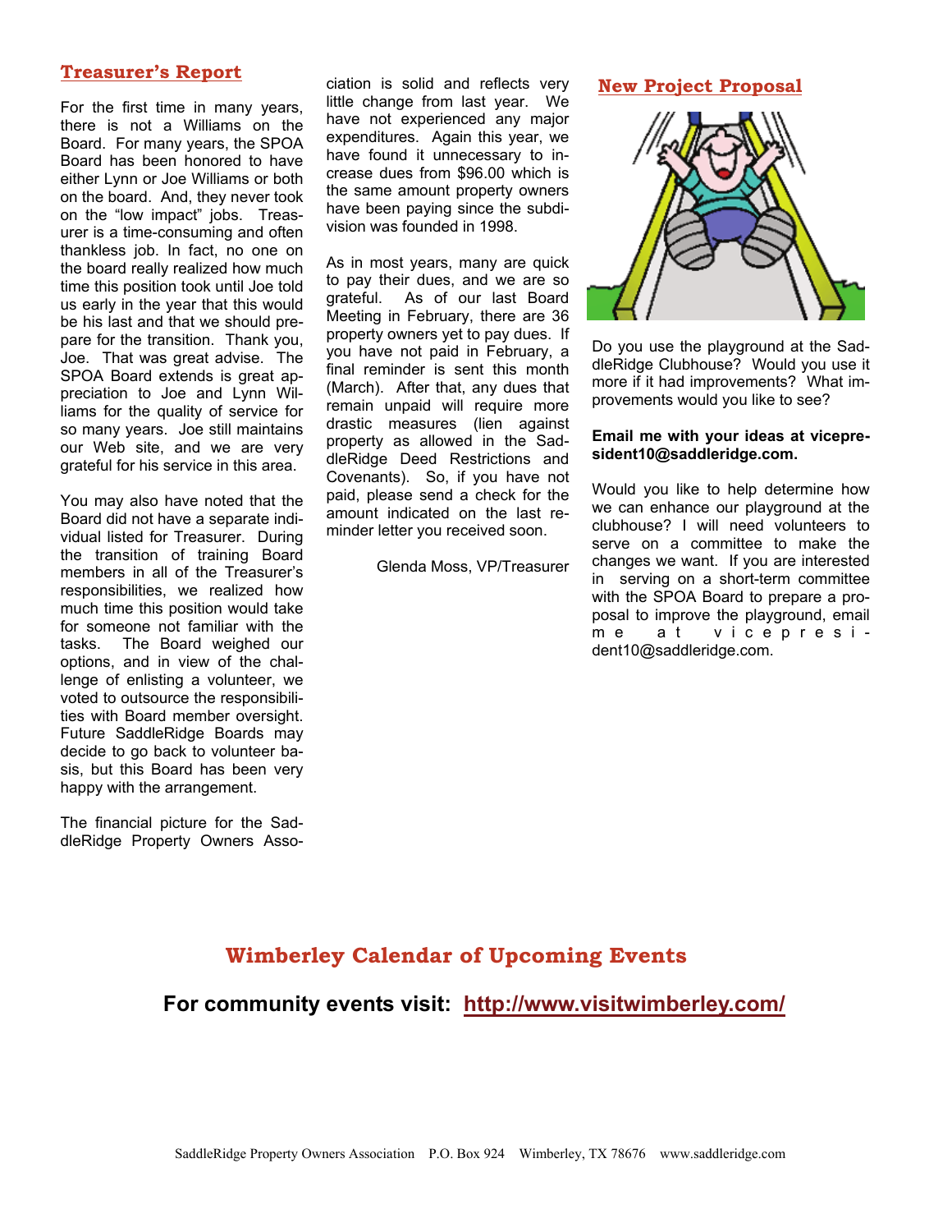## Treasurer's Report

For the first time in many years, there is not a Williams on the Board. For many years, the SPOA Board has been honored to have either Lynn or Joe Williams or both on the board. And, they never took on the "low impact" jobs. Treasurer is a time-consuming and often thankless job. In fact, no one on the board really realized how much time this position took until Joe told us early in the year that this would be his last and that we should prepare for the transition. Thank you, Joe. That was great advise. The SPOA Board extends is great appreciation to Joe and Lynn Williams for the quality of service for so many years. Joe still maintains our Web site, and we are very grateful for his service in this area.

You may also have noted that the Board did not have a separate individual listed for Treasurer. During the transition of training Board members in all of the Treasurer's responsibilities, we realized how much time this position would take for someone not familiar with the tasks. The Board weighed our options, and in view of the challenge of enlisting a volunteer, we voted to outsource the responsibilities with Board member oversight. Future SaddleRidge Boards may decide to go back to volunteer basis, but this Board has been very happy with the arrangement.

The financial picture for the SaddleRidge Property Owners Association is solid and reflects very little change from last year. We have not experienced any major expenditures. Again this year, we have found it unnecessary to increase dues from $96.00 which is the same amount property owners have been paying since the subdivision was founded in 1998.

As in most years, many are quick to pay their dues, and we are so grateful. As of our last Board Meeting in February, there are 36 property owners yet to pay dues. If you have not paid in February, a final reminder is sent this month (March). After that, any dues that remain unpaid will require more drastic measures (lien against property as allowed in the SaddleRidge Deed Restrictions and Covenants). So, if you have not paid, please send a check for the amount indicated on the last reminder letter you received soon.

Glenda Moss, VP/Treasurer

## New Project Proposal

Do you use the playground at the SaddleRidge Clubhouse? Would you use it more if it had improvements? What improvements would you like to see?

**Email me with your ideas at vicepresident10@saddleridge.com.**

Would you like to help determine how we can enhance our playground at the clubhouse? I will need volunteers to serve on a committee to make the changes we want. If you are interested in serving on a short-term committee with the SPOA Board to prepare a proposal to improve the playground, email me at vicepresident10@saddleridge.com.

## Wimberley Calendar of Upcoming Events

**For community events visit: http://www.visitwimberley.com/**

SaddleRidge Property Owners Association P.O. Box 924 Wimberley, TX 78676 www.saddleridge.com